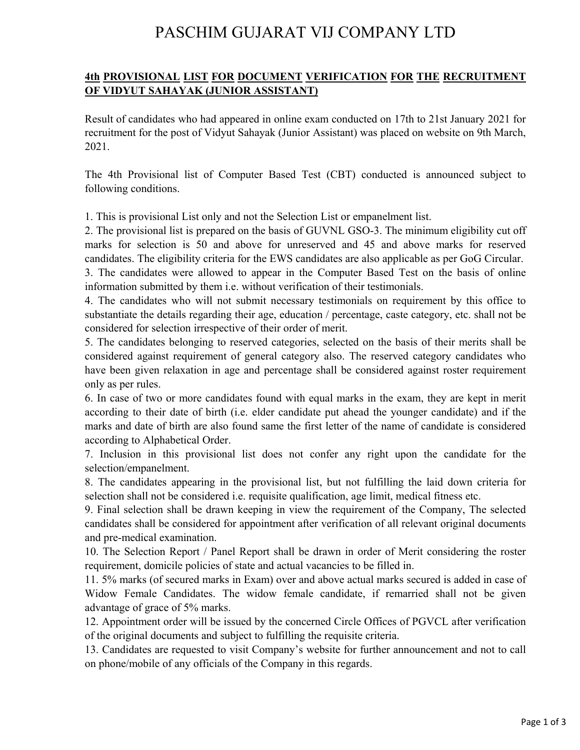# PASCHIM GUJARAT VIJ COMPANY LTD

## 4th PROVISIONAL LIST FOR DOCUMENT VERIFICATION FOR THE RECRUITMENT OF VIDYUT SAHAYAK (JUNIOR ASSISTANT)

Result of candidates who had appeared in online exam conducted on 17th to 21st January 2021 for recruitment for the post of Vidyut Sahayak (Junior Assistant) was placed on website on 9th March, 2021.

The 4th Provisional list of Computer Based Test (CBT) conducted is announced subject to following conditions.

1. This is provisional List only and not the Selection List or empanelment list.
2. The provisional list is prepared on the basis of GUVNL GSO-3. The minimum eligibility cut off marks for selection is 50 and above for unreserved and 45 and above marks for reserved candidates. The eligibility criteria for the EWS candidates are also applicable as per GoG Circular.
3. The candidates were allowed to appear in the Computer Based Test on the basis of online information submitted by them i.e. without verification of their testimonials.
4. The candidates who will not submit necessary testimonials on requirement by this office to substantiate the details regarding their age, education / percentage, caste category, etc. shall not be considered for selection irrespective of their order of merit.
5. The candidates belonging to reserved categories, selected on the basis of their merits shall be considered against requirement of general category also. The reserved category candidates who have been given relaxation in age and percentage shall be considered against roster requirement only as per rules.
6. In case of two or more candidates found with equal marks in the exam, they are kept in merit according to their date of birth (i.e. elder candidate put ahead the younger candidate) and if the marks and date of birth are also found same the first letter of the name of candidate is considered according to Alphabetical Order.
7. Inclusion in this provisional list does not confer any right upon the candidate for the selection/empanelment.
8. The candidates appearing in the provisional list, but not fulfilling the laid down criteria for selection shall not be considered i.e. requisite qualification, age limit, medical fitness etc.
9. Final selection shall be drawn keeping in view the requirement of the Company, The selected candidates shall be considered for appointment after verification of all relevant original documents and pre-medical examination.
10. The Selection Report / Panel Report shall be drawn in order of Merit considering the roster requirement, domicile policies of state and actual vacancies to be filled in.
11. 5% marks (of secured marks in Exam) over and above actual marks secured is added in case of Widow Female Candidates. The widow female candidate, if remarried shall not be given advantage of grace of 5% marks.
12. Appointment order will be issued by the concerned Circle Offices of PGVCL after verification of the original documents and subject to fulfilling the requisite criteria.
13. Candidates are requested to visit Company's website for further announcement and not to call on phone/mobile of any officials of the Company in this regards.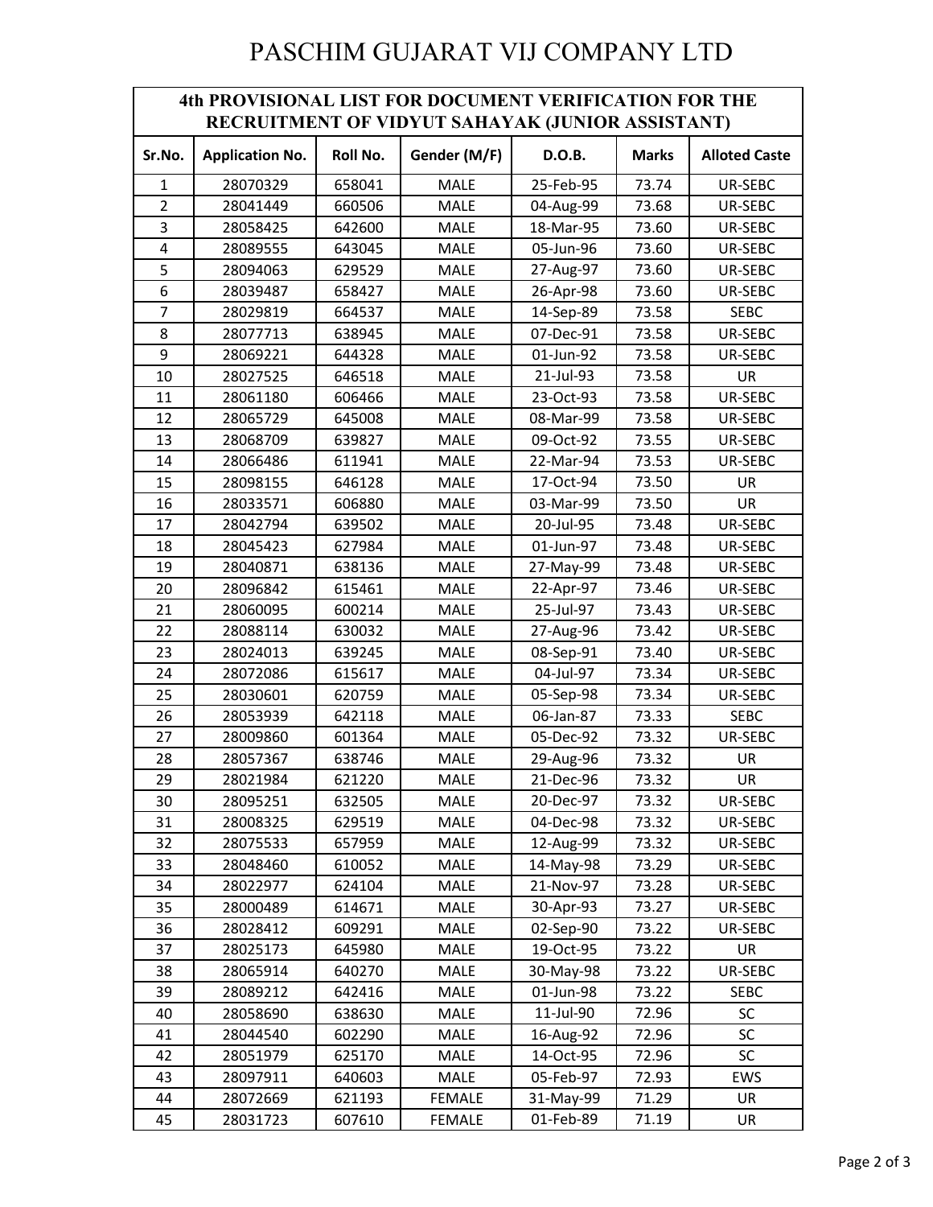# PASCHIM GUJARAT VIJ COMPANY LTD

| 4th PROVISIONAL LIST FOR DOCUMENT VERIFICATION FOR THE RECRUITMENT OF VIDYUT SAHAYAK (JUNIOR ASSISTANT) | | | | | | |
|---|---|---|---|---|---|---|
| **Sr.No.** | **Application No.** | **Roll No.** | **Gender (M/F)** | **D.O.B.** | **Marks** | **Alloted Caste** |
| 1 | 28070329 | 658041 | MALE | 25-Feb-95 | 73.74 | UR-SEBC |
| 2 | 28041449 | 660506 | MALE | 04-Aug-99 | 73.68 | UR-SEBC |
| 3 | 28058425 | 642600 | MALE | 18-Mar-95 | 73.60 | UR-SEBC |
| 4 | 28089555 | 643045 | MALE | 05-Jun-96 | 73.60 | UR-SEBC |
| 5 | 28094063 | 629529 | MALE | 27-Aug-97 | 73.60 | UR-SEBC |
| 6 | 28039487 | 658427 | MALE | 26-Apr-98 | 73.60 | UR-SEBC |
| 7 | 28029819 | 664537 | MALE | 14-Sep-89 | 73.58 | SEBC |
| 8 | 28077713 | 638945 | MALE | 07-Dec-91 | 73.58 | UR-SEBC |
| 9 | 28069221 | 644328 | MALE | 01-Jun-92 | 73.58 | UR-SEBC |
| 10 | 28027525 | 646518 | MALE | 21-Jul-93 | 73.58 | UR |
| 11 | 28061180 | 606466 | MALE | 23-Oct-93 | 73.58 | UR-SEBC |
| 12 | 28065729 | 645008 | MALE | 08-Mar-99 | 73.58 | UR-SEBC |
| 13 | 28068709 | 639827 | MALE | 09-Oct-92 | 73.55 | UR-SEBC |
| 14 | 28066486 | 611941 | MALE | 22-Mar-94 | 73.53 | UR-SEBC |
| 15 | 28098155 | 646128 | MALE | 17-Oct-94 | 73.50 | UR |
| 16 | 28033571 | 606880 | MALE | 03-Mar-99 | 73.50 | UR |
| 17 | 28042794 | 639502 | MALE | 20-Jul-95 | 73.48 | UR-SEBC |
| 18 | 28045423 | 627984 | MALE | 01-Jun-97 | 73.48 | UR-SEBC |
| 19 | 28040871 | 638136 | MALE | 27-May-99 | 73.48 | UR-SEBC |
| 20 | 28096842 | 615461 | MALE | 22-Apr-97 | 73.46 | UR-SEBC |
| 21 | 28060095 | 600214 | MALE | 25-Jul-97 | 73.43 | UR-SEBC |
| 22 | 28088114 | 630032 | MALE | 27-Aug-96 | 73.42 | UR-SEBC |
| 23 | 28024013 | 639245 | MALE | 08-Sep-91 | 73.40 | UR-SEBC |
| 24 | 28072086 | 615617 | MALE | 04-Jul-97 | 73.34 | UR-SEBC |
| 25 | 28030601 | 620759 | MALE | 05-Sep-98 | 73.34 | UR-SEBC |
| 26 | 28053939 | 642118 | MALE | 06-Jan-87 | 73.33 | SEBC |
| 27 | 28009860 | 601364 | MALE | 05-Dec-92 | 73.32 | UR-SEBC |
| 28 | 28057367 | 638746 | MALE | 29-Aug-96 | 73.32 | UR |
| 29 | 28021984 | 621220 | MALE | 21-Dec-96 | 73.32 | UR |
| 30 | 28095251 | 632505 | MALE | 20-Dec-97 | 73.32 | UR-SEBC |
| 31 | 28008325 | 629519 | MALE | 04-Dec-98 | 73.32 | UR-SEBC |
| 32 | 28075533 | 657959 | MALE | 12-Aug-99 | 73.32 | UR-SEBC |
| 33 | 28048460 | 610052 | MALE | 14-May-98 | 73.29 | UR-SEBC |
| 34 | 28022977 | 624104 | MALE | 21-Nov-97 | 73.28 | UR-SEBC |
| 35 | 28000489 | 614671 | MALE | 30-Apr-93 | 73.27 | UR-SEBC |
| 36 | 28028412 | 609291 | MALE | 02-Sep-90 | 73.22 | UR-SEBC |
| 37 | 28025173 | 645980 | MALE | 19-Oct-95 | 73.22 | UR |
| 38 | 28065914 | 640270 | MALE | 30-May-98 | 73.22 | UR-SEBC |
| 39 | 28089212 | 642416 | MALE | 01-Jun-98 | 73.22 | SEBC |
| 40 | 28058690 | 638630 | MALE | 11-Jul-90 | 72.96 | SC |
| 41 | 28044540 | 602290 | MALE | 16-Aug-92 | 72.96 | SC |
| 42 | 28051979 | 625170 | MALE | 14-Oct-95 | 72.96 | SC |
| 43 | 28097911 | 640603 | MALE | 05-Feb-97 | 72.93 | EWS |
| 44 | 28072669 | 621193 | FEMALE | 31-May-99 | 71.29 | UR |
| 45 | 28031723 | 607610 | FEMALE | 01-Feb-89 | 71.19 | UR |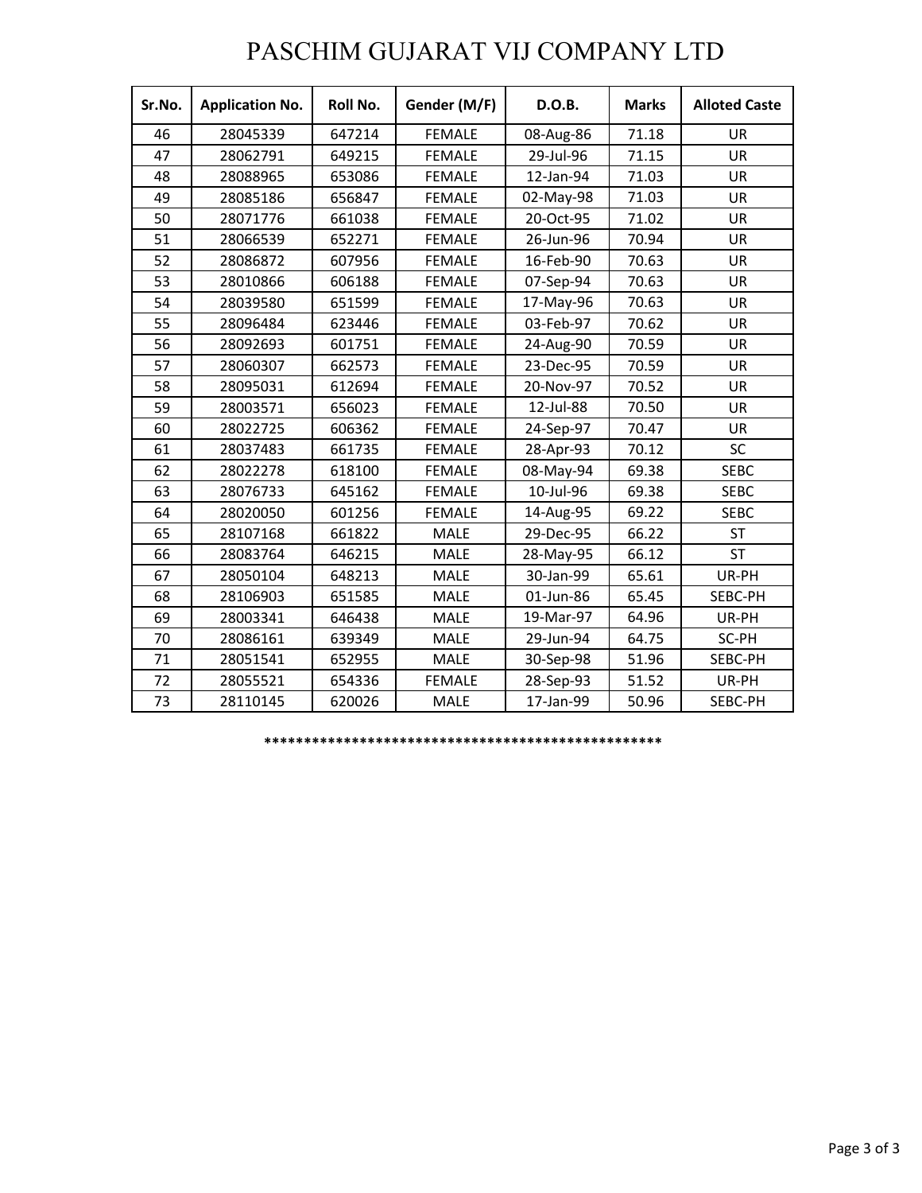# PASCHIM GUJARAT VIJ COMPANY LTD

| Sr.No. | Application No. | Roll No. | Gender (M/F) | D.O.B. | Marks | Alloted Caste |
|---|---|---|---|---|---|---|
| 46 | 28045339 | 647214 | FEMALE | 08-Aug-86 | 71.18 | UR |
| 47 | 28062791 | 649215 | FEMALE | 29-Jul-96 | 71.15 | UR |
| 48 | 28088965 | 653086 | FEMALE | 12-Jan-94 | 71.03 | UR |
| 49 | 28085186 | 656847 | FEMALE | 02-May-98 | 71.03 | UR |
| 50 | 28071776 | 661038 | FEMALE | 20-Oct-95 | 71.02 | UR |
| 51 | 28066539 | 652271 | FEMALE | 26-Jun-96 | 70.94 | UR |
| 52 | 28086872 | 607956 | FEMALE | 16-Feb-90 | 70.63 | UR |
| 53 | 28010866 | 606188 | FEMALE | 07-Sep-94 | 70.63 | UR |
| 54 | 28039580 | 651599 | FEMALE | 17-May-96 | 70.63 | UR |
| 55 | 28096484 | 623446 | FEMALE | 03-Feb-97 | 70.62 | UR |
| 56 | 28092693 | 601751 | FEMALE | 24-Aug-90 | 70.59 | UR |
| 57 | 28060307 | 662573 | FEMALE | 23-Dec-95 | 70.59 | UR |
| 58 | 28095031 | 612694 | FEMALE | 20-Nov-97 | 70.52 | UR |
| 59 | 28003571 | 656023 | FEMALE | 12-Jul-88 | 70.50 | UR |
| 60 | 28022725 | 606362 | FEMALE | 24-Sep-97 | 70.47 | UR |
| 61 | 28037483 | 661735 | FEMALE | 28-Apr-93 | 70.12 | SC |
| 62 | 28022278 | 618100 | FEMALE | 08-May-94 | 69.38 | SEBC |
| 63 | 28076733 | 645162 | FEMALE | 10-Jul-96 | 69.38 | SEBC |
| 64 | 28020050 | 601256 | FEMALE | 14-Aug-95 | 69.22 | SEBC |
| 65 | 28107168 | 661822 | MALE | 29-Dec-95 | 66.22 | ST |
| 66 | 28083764 | 646215 | MALE | 28-May-95 | 66.12 | ST |
| 67 | 28050104 | 648213 | MALE | 30-Jan-99 | 65.61 | UR-PH |
| 68 | 28106903 | 651585 | MALE | 01-Jun-86 | 65.45 | SEBC-PH |
| 69 | 28003341 | 646438 | MALE | 19-Mar-97 | 64.96 | UR-PH |
| 70 | 28086161 | 639349 | MALE | 29-Jun-94 | 64.75 | SC-PH |
| 71 | 28051541 | 652955 | MALE | 30-Sep-98 | 51.96 | SEBC-PH |
| 72 | 28055521 | 654336 | FEMALE | 28-Sep-93 | 51.52 | UR-PH |
| 73 | 28110145 | 620026 | MALE | 17-Jan-99 | 50.96 | SEBC-PH |

**************************************************